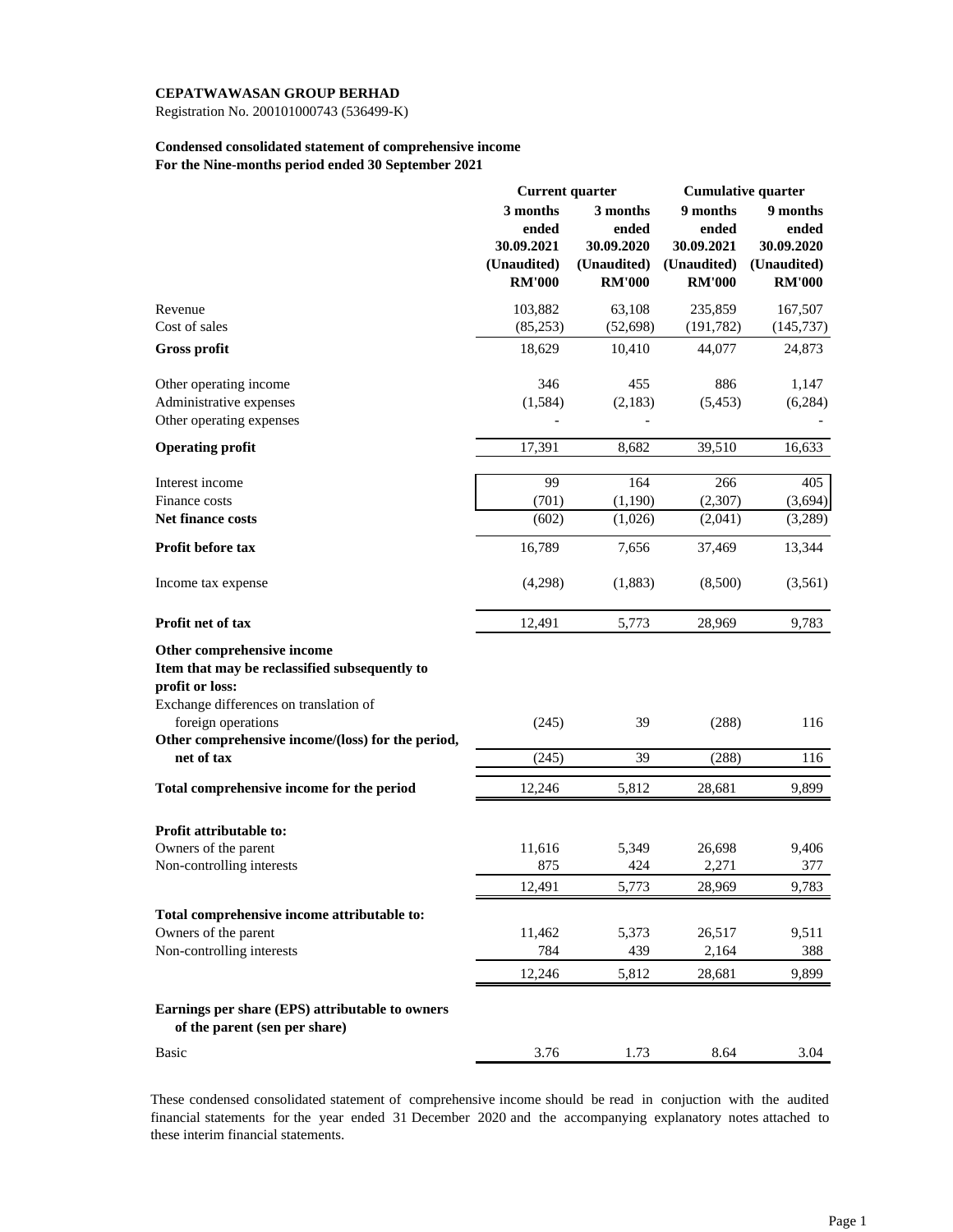**CEPATWAWASAN GROUP BERHAD**

Registration No. 200101000743 (536499-K)

**Condensed consolidated statement of comprehensive income**
**For the Nine-months period ended 30 September 2021**

| | Current quarter | | Cumulative quarter | |
|---|---|---|---|---|
| | **3 months ended 30.09.2021 (Unaudited) RM'000** | **3 months ended 30.09.2020 (Unaudited) RM'000** | **9 months ended 30.09.2021 (Unaudited) RM'000** | **9 months ended 30.09.2020 (Unaudited) RM'000** |
| Revenue | 103,882 | 63,108 | 235,859 | 167,507 |
| Cost of sales | (85,253) | (52,698) | (191,782) | (145,737) |
| **Gross profit** | 18,629 | 10,410 | 44,077 | 24,873 |
| Other operating income | 346 | 455 | 886 | 1,147 |
| Administrative expenses | (1,584) | (2,183) | (5,453) | (6,284) |
| Other operating expenses | - | - | - | - |
| **Operating profit** | 17,391 | 8,682 | 39,510 | 16,633 |
| Interest income | 99 | 164 | 266 | 405 |
| Finance costs | (701) | (1,190) | (2,307) | (3,694) |
| **Net finance costs** | (602) | (1,026) | (2,041) | (3,289) |
| **Profit before tax** | 16,789 | 7,656 | 37,469 | 13,344 |
| Income tax expense | (4,298) | (1,883) | (8,500) | (3,561) |
| **Profit net of tax** | 12,491 | 5,773 | 28,969 | 9,783 |
| **Other comprehensive income** | | | | |
| **Item that may be reclassified subsequently to profit or loss:** | | | | |
| Exchange differences on translation of foreign operations | (245) | 39 | (288) | 116 |
| **Other comprehensive income/(loss) for the period, net of tax** | (245) | 39 | (288) | 116 |
| **Total comprehensive income for the period** | 12,246 | 5,812 | 28,681 | 9,899 |
| **Profit attributable to:** | | | | |
| Owners of the parent | 11,616 | 5,349 | 26,698 | 9,406 |
| Non-controlling interests | 875 | 424 | 2,271 | 377 |
| | 12,491 | 5,773 | 28,969 | 9,783 |
| **Total comprehensive income attributable to:** | | | | |
| Owners of the parent | 11,462 | 5,373 | 26,517 | 9,511 |
| Non-controlling interests | 784 | 439 | 2,164 | 388 |
| | 12,246 | 5,812 | 28,681 | 9,899 |
| **Earnings per share (EPS) attributable to owners of the parent (sen per share)** | | | | |
| Basic | 3.76 | 1.73 | 8.64 | 3.04 |

These condensed consolidated statement of comprehensive income should be read in conjuction with the audited financial statements for the year ended 31 December 2020 and the accompanying explanatory notes attached to these interim financial statements.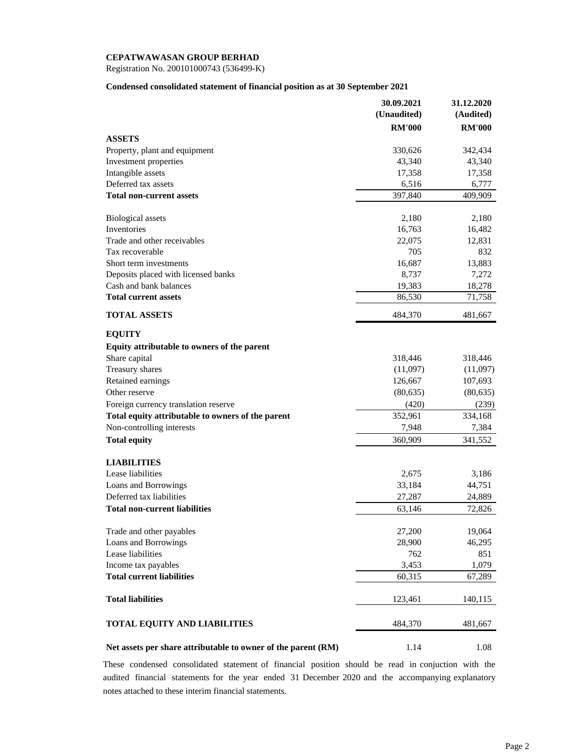**CEPATWAWASAN GROUP BERHAD**

Registration No. 200101000743 (536499-K)

**Condensed consolidated statement of financial position as at 30 September 2021**

| | 30.09.2021 (Unaudited) RM'000 | 31.12.2020 (Audited) RM'000 |
|---|---|---|
| **ASSETS** | | |
| Property, plant and equipment | 330,626 | 342,434 |
| Investment properties | 43,340 | 43,340 |
| Intangible assets | 17,358 | 17,358 |
| Deferred tax assets | 6,516 | 6,777 |
| **Total non-current assets** | 397,840 | 409,909 |
| | | |
| Biological assets | 2,180 | 2,180 |
| Inventories | 16,763 | 16,482 |
| Trade and other receivables | 22,075 | 12,831 |
| Tax recoverable | 705 | 832 |
| Short term investments | 16,687 | 13,883 |
| Deposits placed with licensed banks | 8,737 | 7,272 |
| Cash and bank balances | 19,383 | 18,278 |
| **Total current assets** | 86,530 | 71,758 |
| | | |
| **TOTAL ASSETS** | 484,370 | 481,667 |
| | | |
| **EQUITY** | | |
| **Equity attributable to owners of the parent** | | |
| Share capital | 318,446 | 318,446 |
| Treasury shares | (11,097) | (11,097) |
| Retained earnings | 126,667 | 107,693 |
| Other reserve | (80,635) | (80,635) |
| Foreign currency translation reserve | (420) | (239) |
| **Total equity attributable to owners of the parent** | 352,961 | 334,168 |
| Non-controlling interests | 7,948 | 7,384 |
| **Total equity** | 360,909 | 341,552 |
| | | |
| **LIABILITIES** | | |
| Lease liabilities | 2,675 | 3,186 |
| Loans and Borrowings | 33,184 | 44,751 |
| Deferred tax liabilities | 27,287 | 24,889 |
| **Total non-current liabilities** | 63,146 | 72,826 |
| | | |
| Trade and other payables | 27,200 | 19,064 |
| Loans and Borrowings | 28,900 | 46,295 |
| Lease liabilities | 762 | 851 |
| Income tax payables | 3,453 | 1,079 |
| **Total current liabilities** | 60,315 | 67,289 |
| | | |
| **Total liabilities** | 123,461 | 140,115 |
| | | |
| **TOTAL EQUITY AND LIABILITIES** | 484,370 | 481,667 |
| | | |
| **Net assets per share attributable to owner of the parent (RM)** | 1.14 | 1.08 |

These condensed consolidated statement of financial position should be read in conjuction with the audited financial statements for the year ended 31 December 2020 and the accompanying explanatory notes attached to these interim financial statements.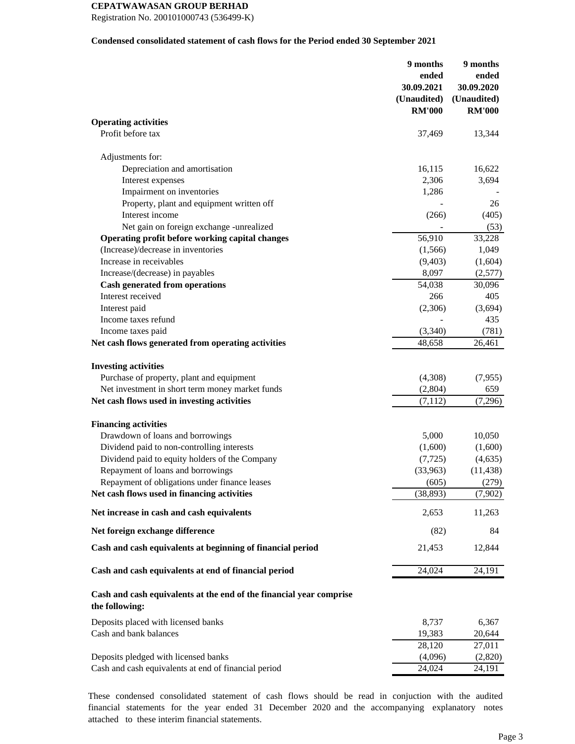**CEPATWAWASAN GROUP BERHAD**

Registration No. 200101000743 (536499-K)

**Condensed consolidated statement of cash flows for the Period ended 30 September 2021**

| | 9 months ended 30.09.2021 (Unaudited) RM'000 | 9 months ended 30.09.2020 (Unaudited) RM'000 |
|---|---|---|
| **Operating activities** | | |
| Profit before tax | 37,469 | 13,344 |
| Adjustments for: | | |
| Depreciation and amortisation | 16,115 | 16,622 |
| Interest expenses | 2,306 | 3,694 |
| Impairment on inventories | 1,286 | - |
| Property, plant and equipment written off | - | 26 |
| Interest income | (266) | (405) |
| Net gain on foreign exchange -unrealized | - | (53) |
| **Operating profit before working capital changes** | 56,910 | 33,228 |
| (Increase)/decrease in inventories | (1,566) | 1,049 |
| Increase in receivables | (9,403) | (1,604) |
| Increase/(decrease) in payables | 8,097 | (2,577) |
| **Cash generated from operations** | 54,038 | 30,096 |
| Interest received | 266 | 405 |
| Interest paid | (2,306) | (3,694) |
| Income taxes refund | - | 435 |
| Income taxes paid | (3,340) | (781) |
| **Net cash flows generated from operating activities** | 48,658 | 26,461 |
| **Investing activities** | | |
| Purchase of property, plant and equipment | (4,308) | (7,955) |
| Net investment in short term money market funds | (2,804) | 659 |
| **Net cash flows used in investing activities** | (7,112) | (7,296) |
| **Financing activities** | | |
| Drawdown of loans and borrowings | 5,000 | 10,050 |
| Dividend paid to non-controlling interests | (1,600) | (1,600) |
| Dividend paid to equity holders of the Company | (7,725) | (4,635) |
| Repayment of loans and borrowings | (33,963) | (11,438) |
| Repayment of obligations under finance leases | (605) | (279) |
| **Net cash flows used in financing activities** | (38,893) | (7,902) |
| **Net increase in cash and cash equivalents** | 2,653 | 11,263 |
| **Net foreign exchange difference** | (82) | 84 |
| **Cash and cash equivalents at beginning of financial period** | 21,453 | 12,844 |
| **Cash and cash equivalents at end of financial period** | 24,024 | 24,191 |
| **Cash and cash equivalents at the end of the financial year comprise the following:** | | |
| Deposits placed with licensed banks | 8,737 | 6,367 |
| Cash and bank balances | 19,383 | 20,644 |
| | 28,120 | 27,011 |
| Deposits pledged with licensed banks | (4,096) | (2,820) |
| Cash and cash equivalents at end of financial period | 24,024 | 24,191 |

These condensed consolidated statement of cash flows should be read in conjuction with the audited financial statements for the year ended 31 December 2020 and the accompanying explanatory notes attached to these interim financial statements.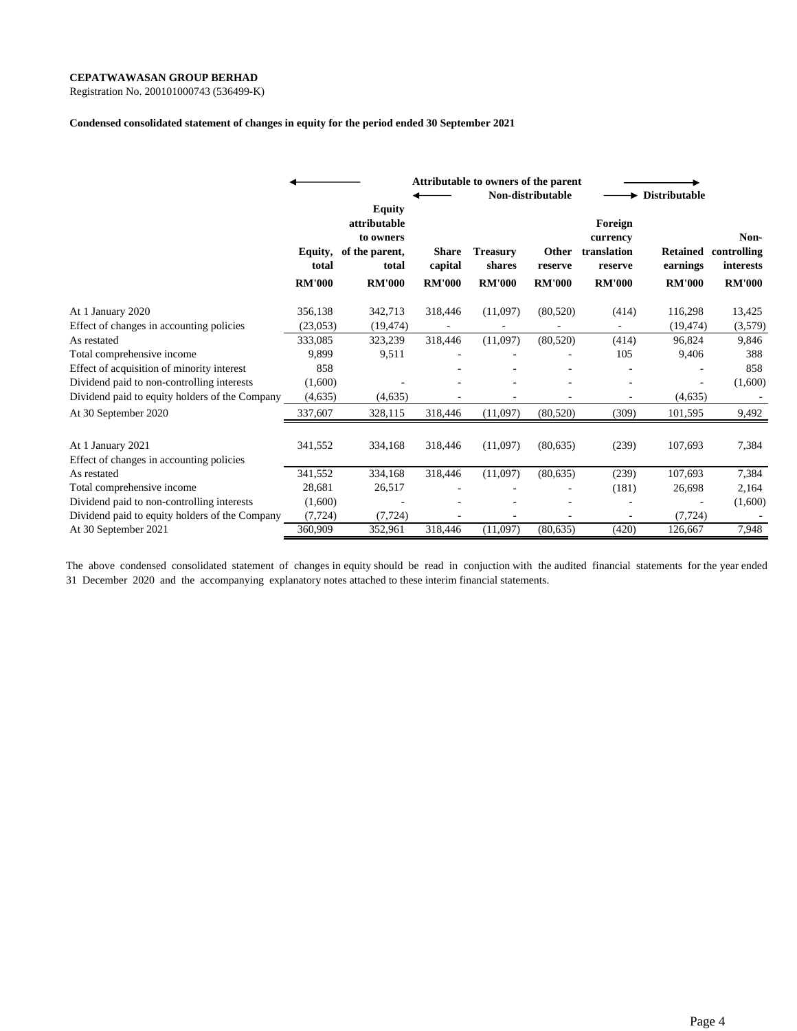**CEPATWAWASAN GROUP BERHAD**
Registration No. 200101000743 (536499-K)

**Condensed consolidated statement of changes in equity for the period ended 30 September 2021**

| | | Attributable to owners of the parent | | | | | | |
|---|---|---|---|---|---|---|---|---|
| | | | Non-distributable | | | | Distributable | |
| | Equity, total | Equity attributable to owners of the parent, total | Share capital | Treasury shares | Other reserve | Foreign currency translation reserve | Retained earnings | Non-controlling interests |
| | RM'000 | RM'000 | RM'000 | RM'000 | RM'000 | RM'000 | RM'000 | RM'000 |
| At 1 January 2020 | 356,138 | 342,713 | 318,446 | (11,097) | (80,520) | (414) | 116,298 | 13,425 |
| Effect of changes in accounting policies | (23,053) | (19,474) | - | - | - | - | (19,474) | (3,579) |
| As restated | 333,085 | 323,239 | 318,446 | (11,097) | (80,520) | (414) | 96,824 | 9,846 |
| Total comprehensive income | 9,899 | 9,511 | - | - | - | 105 | 9,406 | 388 |
| Effect of acquisition of minority interest | 858 | | - | - | - | - | - | 858 |
| Dividend paid to non-controlling interests | (1,600) | - | - | - | - | - | - | (1,600) |
| Dividend paid to equity holders of the Company | (4,635) | (4,635) | - | - | - | - | (4,635) | - |
| At 30 September 2020 | 337,607 | 328,115 | 318,446 | (11,097) | (80,520) | (309) | 101,595 | 9,492 |
| | | | | | | | | |
| At 1 January 2021 | 341,552 | 334,168 | 318,446 | (11,097) | (80,635) | (239) | 107,693 | 7,384 |
| Effect of changes in accounting policies | | | | | | | | |
| As restated | 341,552 | 334,168 | 318,446 | (11,097) | (80,635) | (239) | 107,693 | 7,384 |
| Total comprehensive income | 28,681 | 26,517 | - | - | - | (181) | 26,698 | 2,164 |
| Dividend paid to non-controlling interests | (1,600) | - | - | - | - | - | - | (1,600) |
| Dividend paid to equity holders of the Company | (7,724) | (7,724) | - | - | - | - | (7,724) | - |
| At 30 September 2021 | 360,909 | 352,961 | 318,446 | (11,097) | (80,635) | (420) | 126,667 | 7,948 |

The above condensed consolidated statement of changes in equity should be read in conjuction with the audited financial statements for the year ended 31 December 2020 and the accompanying explanatory notes attached to these interim financial statements.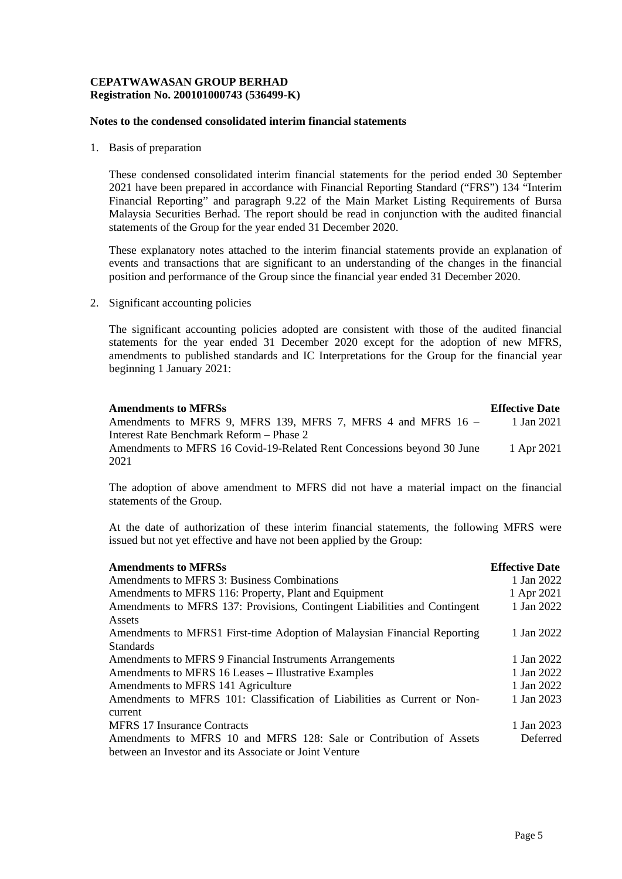**CEPATWAWASAN GROUP BERHAD**
**Registration No. 200101000743 (536499-K)**

**Notes to the condensed consolidated interim financial statements**

1. Basis of preparation

   These condensed consolidated interim financial statements for the period ended 30 September 2021 have been prepared in accordance with Financial Reporting Standard ("FRS") 134 "Interim Financial Reporting" and paragraph 9.22 of the Main Market Listing Requirements of Bursa Malaysia Securities Berhad. The report should be read in conjunction with the audited financial statements of the Group for the year ended 31 December 2020.

   These explanatory notes attached to the interim financial statements provide an explanation of events and transactions that are significant to an understanding of the changes in the financial position and performance of the Group since the financial year ended 31 December 2020.

2. Significant accounting policies

   The significant accounting policies adopted are consistent with those of the audited financial statements for the year ended 31 December 2020 except for the adoption of new MFRS, amendments to published standards and IC Interpretations for the Group for the financial year beginning 1 January 2021:

| **Amendments to MFRSs** | **Effective Date** |
|---|---|
| Amendments to MFRS 9, MFRS 139, MFRS 7, MFRS 4 and MFRS 16 – Interest Rate Benchmark Reform – Phase 2 | 1 Jan 2021 |
| Amendments to MFRS 16 Covid-19-Related Rent Concessions beyond 30 June 2021 | 1 Apr 2021 |

   The adoption of above amendment to MFRS did not have a material impact on the financial statements of the Group.

   At the date of authorization of these interim financial statements, the following MFRS were issued but not yet effective and have not been applied by the Group:

| **Amendments to MFRSs** | **Effective Date** |
|---|---|
| Amendments to MFRS 3: Business Combinations | 1 Jan 2022 |
| Amendments to MFRS 116: Property, Plant and Equipment | 1 Apr 2021 |
| Amendments to MFRS 137: Provisions, Contingent Liabilities and Contingent Assets | 1 Jan 2022 |
| Amendments to MFRS1 First-time Adoption of Malaysian Financial Reporting Standards | 1 Jan 2022 |
| Amendments to MFRS 9 Financial Instruments Arrangements | 1 Jan 2022 |
| Amendments to MFRS 16 Leases – Illustrative Examples | 1 Jan 2022 |
| Amendments to MFRS 141 Agriculture | 1 Jan 2022 |
| Amendments to MFRS 101: Classification of Liabilities as Current or Non-current | 1 Jan 2023 |
| MFRS 17 Insurance Contracts | 1 Jan 2023 |
| Amendments to MFRS 10 and MFRS 128: Sale or Contribution of Assets between an Investor and its Associate or Joint Venture | Deferred |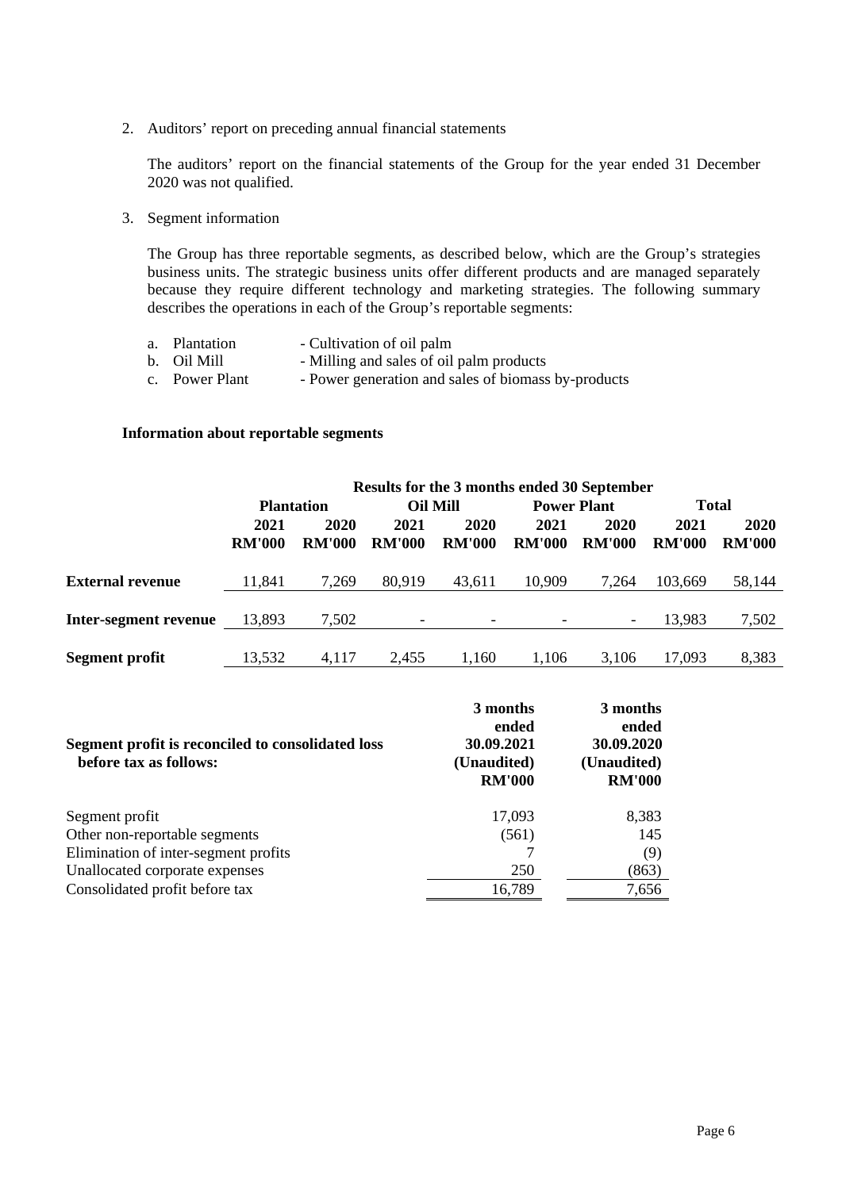2. Auditors' report on preceding annual financial statements

   The auditors' report on the financial statements of the Group for the year ended 31 December 2020 was not qualified.

3. Segment information

   The Group has three reportable segments, as described below, which are the Group's strategies business units. The strategic business units offer different products and are managed separately because they require different technology and marketing strategies. The following summary describes the operations in each of the Group's reportable segments:

   a. Plantation - Cultivation of oil palm
   b. Oil Mill - Milling and sales of oil palm products
   c. Power Plant - Power generation and sales of biomass by-products

**Information about reportable segments**

| | Results for the 3 months ended 30 September | | | | | | | |
|---|---|---|---|---|---|---|---|---|
| | **Plantation** | | **Oil Mill** | | **Power Plant** | | **Total** | |
| | **2021 RM'000** | **2020 RM'000** | **2021 RM'000** | **2020 RM'000** | **2021 RM'000** | **2020 RM'000** | **2021 RM'000** | **2020 RM'000** |
| **External revenue** | 11,841 | 7,269 | 80,919 | 43,611 | 10,909 | 7,264 | 103,669 | 58,144 |
| **Inter-segment revenue** | 13,893 | 7,502 | - | - | - | - | 13,983 | 7,502 |
| **Segment profit** | 13,532 | 4,117 | 2,455 | 1,160 | 1,106 | 3,106 | 17,093 | 8,383 |

| **Segment profit is reconciled to consolidated loss before tax as follows:** | **3 months ended 30.09.2021 (Unaudited) RM'000** | **3 months ended 30.09.2020 (Unaudited) RM'000** |
|---|---|---|
| Segment profit | 17,093 | 8,383 |
| Other non-reportable segments | (561) | 145 |
| Elimination of inter-segment profits | 7 | (9) |
| Unallocated corporate expenses | 250 | (863) |
| Consolidated profit before tax | 16,789 | 7,656 |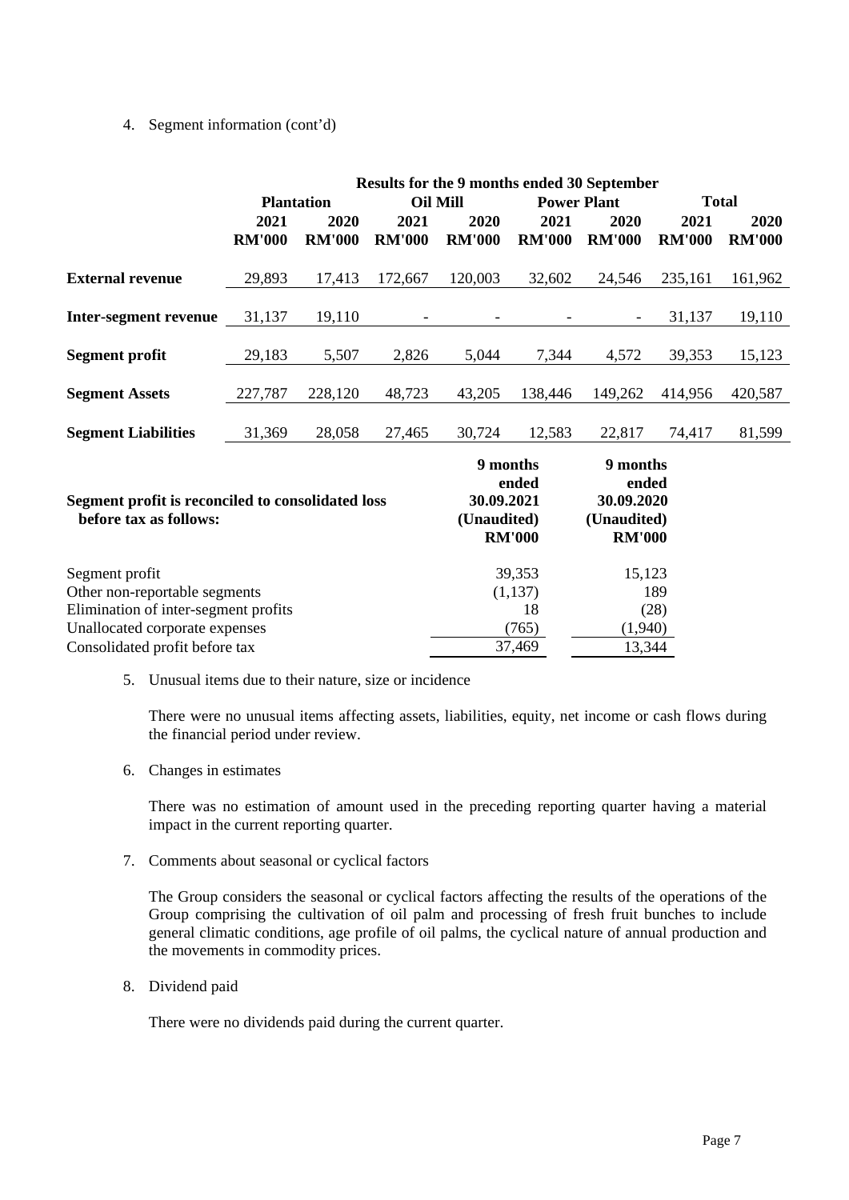4. Segment information (cont'd)

| | Results for the 9 months ended 30 September | | | | | | | |
|---|---|---|---|---|---|---|---|---|
| | Plantation | | Oil Mill | | Power Plant | | Total | |
| | 2021 | 2020 | 2021 | 2020 | 2021 | 2020 | 2021 | 2020 |
| | RM'000 | RM'000 | RM'000 | RM'000 | RM'000 | RM'000 | RM'000 | RM'000 |
| **External revenue** | 29,893 | 17,413 | 172,667 | 120,003 | 32,602 | 24,546 | 235,161 | 161,962 |
| **Inter-segment revenue** | 31,137 | 19,110 | - | - | - | - | 31,137 | 19,110 |
| **Segment profit** | 29,183 | 5,507 | 2,826 | 5,044 | 7,344 | 4,572 | 39,353 | 15,123 |
| **Segment Assets** | 227,787 | 228,120 | 48,723 | 43,205 | 138,446 | 149,262 | 414,956 | 420,587 |
| **Segment Liabilities** | 31,369 | 28,058 | 27,465 | 30,724 | 12,583 | 22,817 | 74,417 | 81,599 |

| **Segment profit is reconciled to consolidated loss before tax as follows:** | 9 months ended 30.09.2021 (Unaudited) RM'000 | 9 months ended 30.09.2020 (Unaudited) RM'000 |
|---|---|---|
| Segment profit | 39,353 | 15,123 |
| Other non-reportable segments | (1,137) | 189 |
| Elimination of inter-segment profits | 18 | (28) |
| Unallocated corporate expenses | (765) | (1,940) |
| Consolidated profit before tax | 37,469 | 13,344 |

5. Unusual items due to their nature, size or incidence

   There were no unusual items affecting assets, liabilities, equity, net income or cash flows during the financial period under review.

6. Changes in estimates

   There was no estimation of amount used in the preceding reporting quarter having a material impact in the current reporting quarter.

7. Comments about seasonal or cyclical factors

   The Group considers the seasonal or cyclical factors affecting the results of the operations of the Group comprising the cultivation of oil palm and processing of fresh fruit bunches to include general climatic conditions, age profile of oil palms, the cyclical nature of annual production and the movements in commodity prices.

8. Dividend paid

   There were no dividends paid during the current quarter.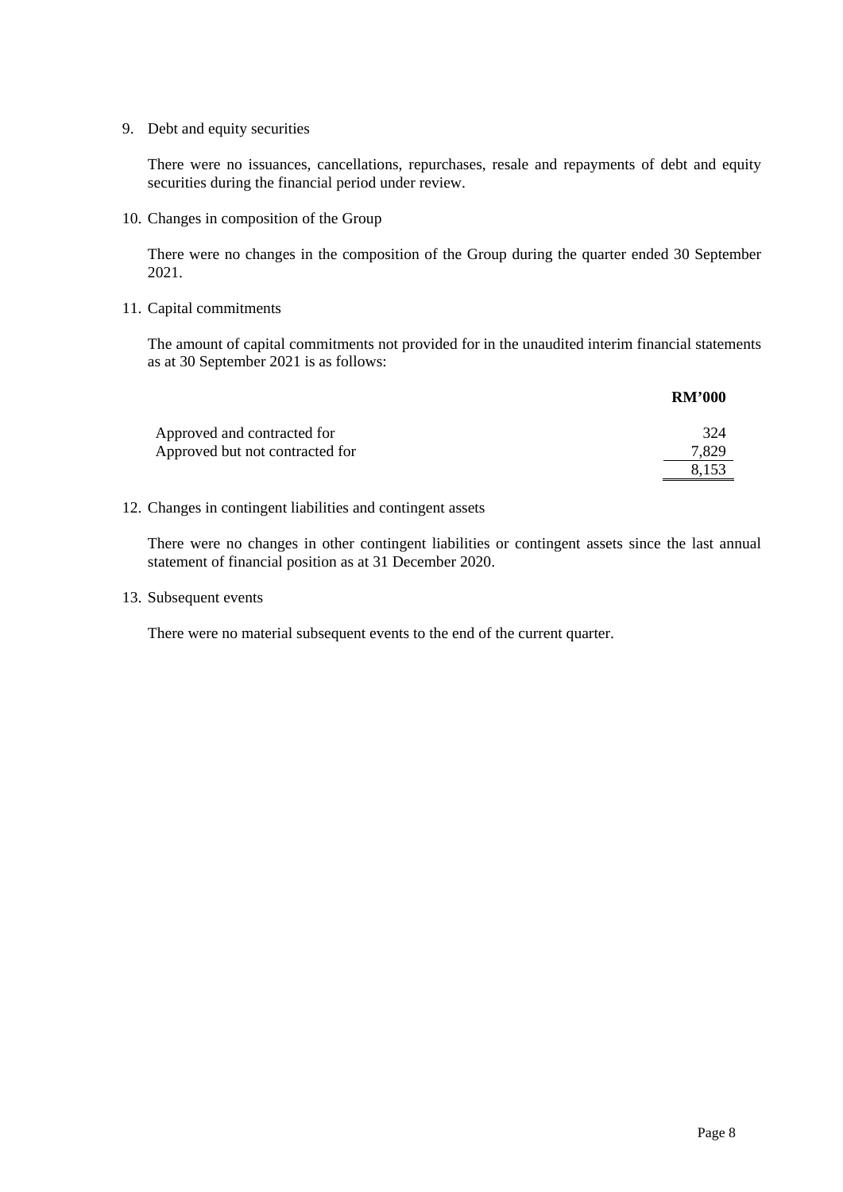9. Debt and equity securities

   There were no issuances, cancellations, repurchases, resale and repayments of debt and equity securities during the financial period under review.

10. Changes in composition of the Group

    There were no changes in the composition of the Group during the quarter ended 30 September 2021.

11. Capital commitments

    The amount of capital commitments not provided for in the unaudited interim financial statements as at 30 September 2021 is as follows:

| | **RM'000** |
|---|---|
| Approved and contracted for | 324 |
| Approved but not contracted for | 7,829 |
| | 8,153 |

12. Changes in contingent liabilities and contingent assets

    There were no changes in other contingent liabilities or contingent assets since the last annual statement of financial position as at 31 December 2020.

13. Subsequent events

    There were no material subsequent events to the end of the current quarter.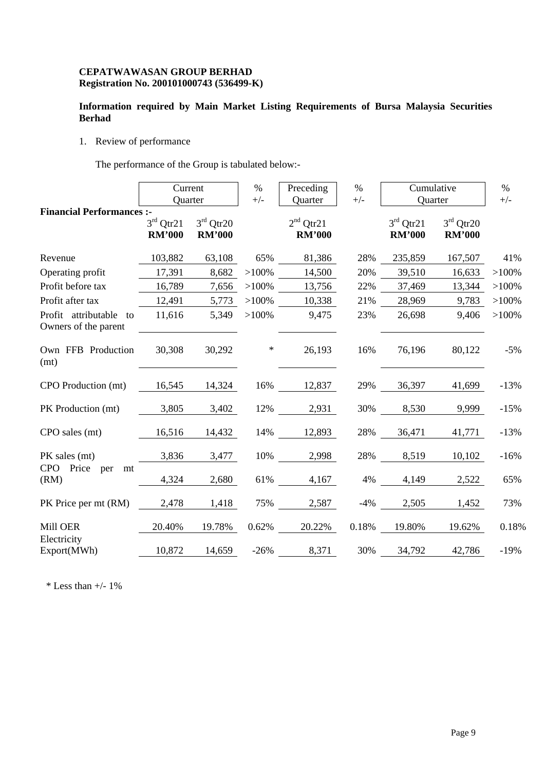**CEPATWAWASAN GROUP BERHAD**
**Registration No. 200101000743 (536499-K)**

**Information required by Main Market Listing Requirements of Bursa Malaysia Securities Berhad**

1. Review of performance

   The performance of the Group is tabulated below:-

| | Current Quarter | | % +/- | Preceding Quarter | % +/- | Cumulative Quarter | | % +/- |
|---|---|---|---|---|---|---|---|---|
| **Financial Performances :-** | 3rd Qtr21 **RM'000** | 3rd Qtr20 **RM'000** | | 2nd Qtr21 **RM'000** | | 3rd Qtr21 **RM'000** | 3rd Qtr20 **RM'000** | |
| Revenue | 103,882 | 63,108 | 65% | 81,386 | 28% | 235,859 | 167,507 | 41% |
| Operating profit | 17,391 | 8,682 | >100% | 14,500 | 20% | 39,510 | 16,633 | >100% |
| Profit before tax | 16,789 | 7,656 | >100% | 13,756 | 22% | 37,469 | 13,344 | >100% |
| Profit after tax | 12,491 | 5,773 | >100% | 10,338 | 21% | 28,969 | 9,783 | >100% |
| Profit attributable to Owners of the parent | 11,616 | 5,349 | >100% | 9,475 | 23% | 26,698 | 9,406 | >100% |
| Own FFB Production (mt) | 30,308 | 30,292 | * | 26,193 | 16% | 76,196 | 80,122 | -5% |
| CPO Production (mt) | 16,545 | 14,324 | 16% | 12,837 | 29% | 36,397 | 41,699 | -13% |
| PK Production (mt) | 3,805 | 3,402 | 12% | 2,931 | 30% | 8,530 | 9,999 | -15% |
| CPO sales (mt) | 16,516 | 14,432 | 14% | 12,893 | 28% | 36,471 | 41,771 | -13% |
| PK sales (mt) | 3,836 | 3,477 | 10% | 2,998 | 28% | 8,519 | 10,102 | -16% |
| CPO Price per mt (RM) | 4,324 | 2,680 | 61% | 4,167 | 4% | 4,149 | 2,522 | 65% |
| PK Price per mt (RM) | 2,478 | 1,418 | 75% | 2,587 | -4% | 2,505 | 1,452 | 73% |
| Mill OER | 20.40% | 19.78% | 0.62% | 20.22% | 0.18% | 19.80% | 19.62% | 0.18% |
| Electricity Export(MWh) | 10,872 | 14,659 | -26% | 8,371 | 30% | 34,792 | 42,786 | -19% |

\* Less than +/- 1%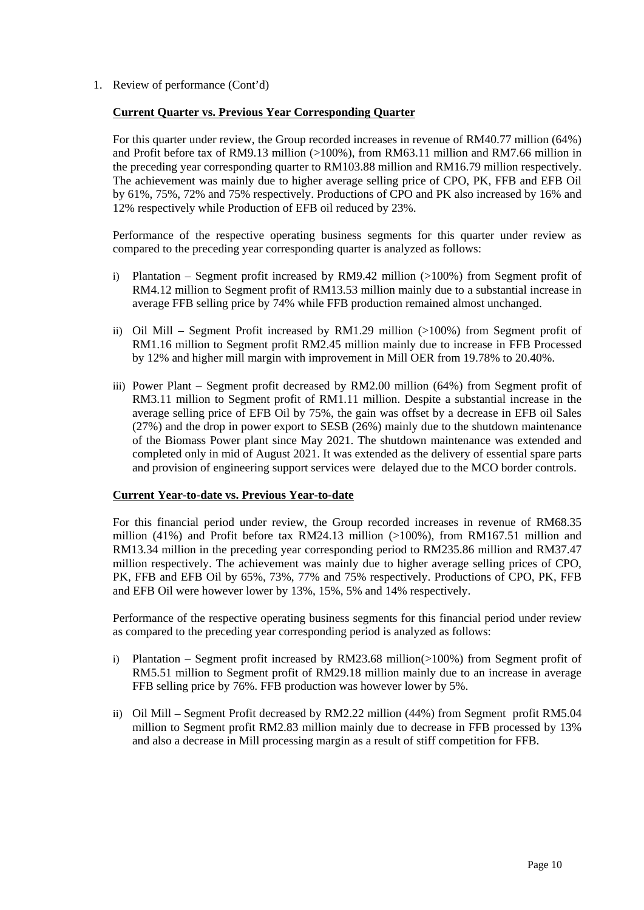1. Review of performance (Cont'd)

**Current Quarter vs. Previous Year Corresponding Quarter**

For this quarter under review, the Group recorded increases in revenue of RM40.77 million (64%) and Profit before tax of RM9.13 million (>100%), from RM63.11 million and RM7.66 million in the preceding year corresponding quarter to RM103.88 million and RM16.79 million respectively. The achievement was mainly due to higher average selling price of CPO, PK, FFB and EFB Oil by 61%, 75%, 72% and 75% respectively. Productions of CPO and PK also increased by 16% and 12% respectively while Production of EFB oil reduced by 23%.

Performance of the respective operating business segments for this quarter under review as compared to the preceding year corresponding quarter is analyzed as follows:

i) Plantation – Segment profit increased by RM9.42 million (>100%) from Segment profit of RM4.12 million to Segment profit of RM13.53 million mainly due to a substantial increase in average FFB selling price by 74% while FFB production remained almost unchanged.

ii) Oil Mill – Segment Profit increased by RM1.29 million (>100%) from Segment profit of RM1.16 million to Segment profit RM2.45 million mainly due to increase in FFB Processed by 12% and higher mill margin with improvement in Mill OER from 19.78% to 20.40%.

iii) Power Plant – Segment profit decreased by RM2.00 million (64%) from Segment profit of RM3.11 million to Segment profit of RM1.11 million. Despite a substantial increase in the average selling price of EFB Oil by 75%, the gain was offset by a decrease in EFB oil Sales (27%) and the drop in power export to SESB (26%) mainly due to the shutdown maintenance of the Biomass Power plant since May 2021. The shutdown maintenance was extended and completed only in mid of August 2021. It was extended as the delivery of essential spare parts and provision of engineering support services were delayed due to the MCO border controls.

**Current Year-to-date vs. Previous Year-to-date**

For this financial period under review, the Group recorded increases in revenue of RM68.35 million (41%) and Profit before tax RM24.13 million (>100%), from RM167.51 million and RM13.34 million in the preceding year corresponding period to RM235.86 million and RM37.47 million respectively. The achievement was mainly due to higher average selling prices of CPO, PK, FFB and EFB Oil by 65%, 73%, 77% and 75% respectively. Productions of CPO, PK, FFB and EFB Oil were however lower by 13%, 15%, 5% and 14% respectively.

Performance of the respective operating business segments for this financial period under review as compared to the preceding year corresponding period is analyzed as follows:

i) Plantation – Segment profit increased by RM23.68 million(>100%) from Segment profit of RM5.51 million to Segment profit of RM29.18 million mainly due to an increase in average FFB selling price by 76%. FFB production was however lower by 5%.

ii) Oil Mill – Segment Profit decreased by RM2.22 million (44%) from Segment profit RM5.04 million to Segment profit RM2.83 million mainly due to decrease in FFB processed by 13% and also a decrease in Mill processing margin as a result of stiff competition for FFB.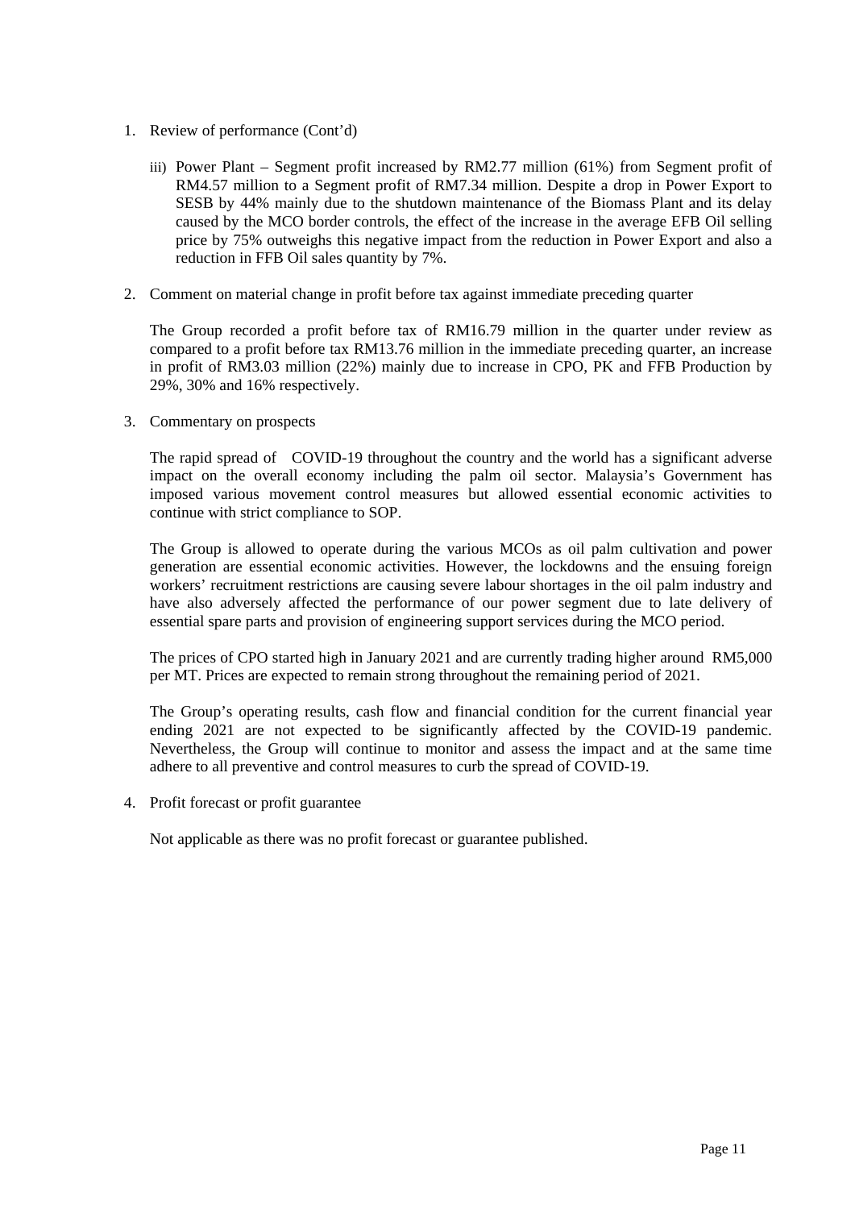1. Review of performance (Cont'd)

   iii) Power Plant – Segment profit increased by RM2.77 million (61%) from Segment profit of RM4.57 million to a Segment profit of RM7.34 million. Despite a drop in Power Export to SESB by 44% mainly due to the shutdown maintenance of the Biomass Plant and its delay caused by the MCO border controls, the effect of the increase in the average EFB Oil selling price by 75% outweighs this negative impact from the reduction in Power Export and also a reduction in FFB Oil sales quantity by 7%.

2. Comment on material change in profit before tax against immediate preceding quarter

   The Group recorded a profit before tax of RM16.79 million in the quarter under review as compared to a profit before tax RM13.76 million in the immediate preceding quarter, an increase in profit of RM3.03 million (22%) mainly due to increase in CPO, PK and FFB Production by 29%, 30% and 16% respectively.

3. Commentary on prospects

   The rapid spread of COVID-19 throughout the country and the world has a significant adverse impact on the overall economy including the palm oil sector. Malaysia's Government has imposed various movement control measures but allowed essential economic activities to continue with strict compliance to SOP.

   The Group is allowed to operate during the various MCOs as oil palm cultivation and power generation are essential economic activities. However, the lockdowns and the ensuing foreign workers' recruitment restrictions are causing severe labour shortages in the oil palm industry and have also adversely affected the performance of our power segment due to late delivery of essential spare parts and provision of engineering support services during the MCO period.

   The prices of CPO started high in January 2021 and are currently trading higher around RM5,000 per MT. Prices are expected to remain strong throughout the remaining period of 2021.

   The Group's operating results, cash flow and financial condition for the current financial year ending 2021 are not expected to be significantly affected by the COVID-19 pandemic. Nevertheless, the Group will continue to monitor and assess the impact and at the same time adhere to all preventive and control measures to curb the spread of COVID-19.

4. Profit forecast or profit guarantee

   Not applicable as there was no profit forecast or guarantee published.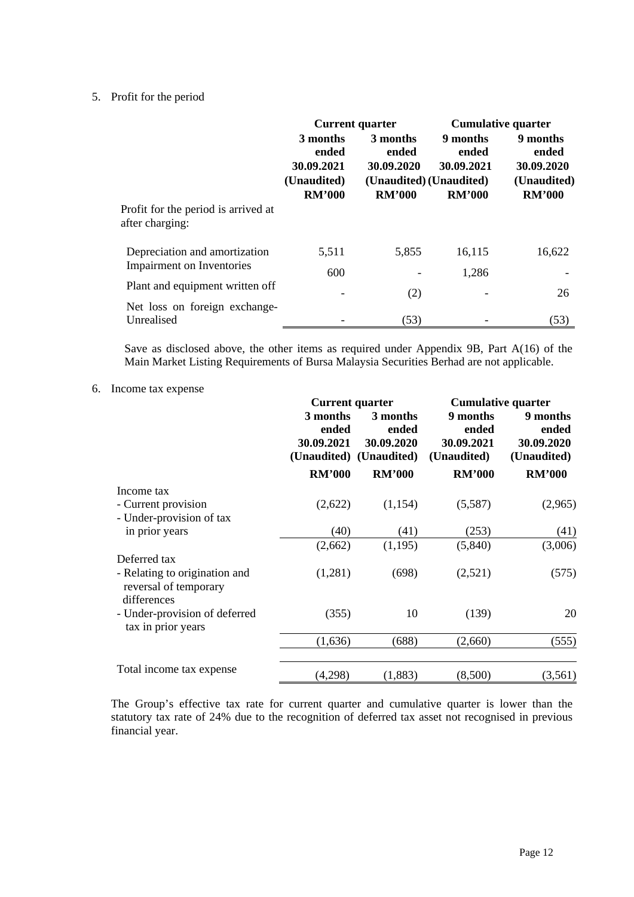5. Profit for the period

| | Current quarter | | Cumulative quarter | |
|---|---|---|---|---|
| | 3 months ended 30.09.2021 (Unaudited) RM'000 | 3 months ended 30.09.2020 (Unaudited) RM'000 | 9 months ended 30.09.2021 (Unaudited) RM'000 | 9 months ended 30.09.2020 (Unaudited) RM'000 |
| Profit for the period is arrived at after charging: | | | | |
| Depreciation and amortization | 5,511 | 5,855 | 16,115 | 16,622 |
| Impairment on Inventories | 600 | - | 1,286 | - |
| Plant and equipment written off | - | (2) | - | 26 |
| Net loss on foreign exchange-Unrealised | - | (53) | - | (53) |

Save as disclosed above, the other items as required under Appendix 9B, Part A(16) of the Main Market Listing Requirements of Bursa Malaysia Securities Berhad are not applicable.

6. Income tax expense

| | Current quarter | | Cumulative quarter | |
|---|---|---|---|---|
| | 3 months ended 30.09.2021 (Unaudited) | 3 months ended 30.09.2020 (Unaudited) | 9 months ended 30.09.2021 (Unaudited) | 9 months ended 30.09.2020 (Unaudited) |
| | RM'000 | RM'000 | RM'000 | RM'000 |
| Income tax | | | | |
| - Current provision | (2,622) | (1,154) | (5,587) | (2,965) |
| - Under-provision of tax in prior years | (40) | (41) | (253) | (41) |
| | (2,662) | (1,195) | (5,840) | (3,006) |
| Deferred tax | | | | |
| - Relating to origination and reversal of temporary differences | (1,281) | (698) | (2,521) | (575) |
| - Under-provision of deferred tax in prior years | (355) | 10 | (139) | 20 |
| | (1,636) | (688) | (2,660) | (555) |
| Total income tax expense | (4,298) | (1,883) | (8,500) | (3,561) |

The Group's effective tax rate for current quarter and cumulative quarter is lower than the statutory tax rate of 24% due to the recognition of deferred tax asset not recognised in previous financial year.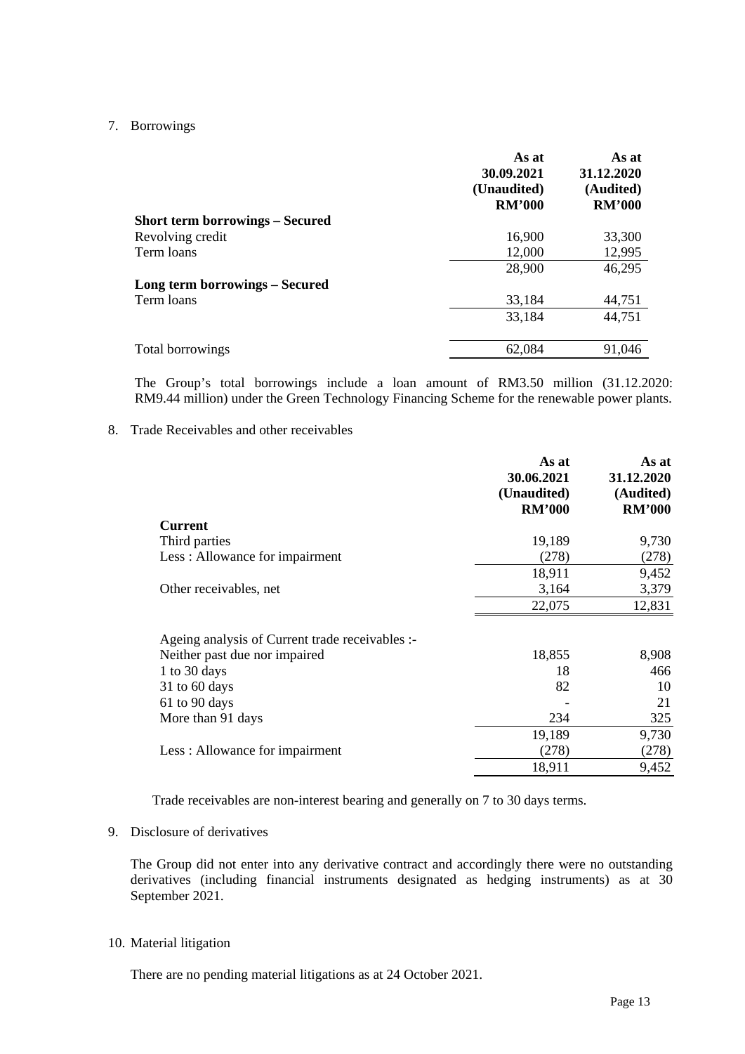7. Borrowings

| | As at 30.09.2021 (Unaudited) RM'000 | As at 31.12.2020 (Audited) RM'000 |
|---|---|---|
| **Short term borrowings – Secured** | | |
| Revolving credit | 16,900 | 33,300 |
| Term loans | 12,000 | 12,995 |
| | 28,900 | 46,295 |
| **Long term borrowings – Secured** | | |
| Term loans | 33,184 | 44,751 |
| | 33,184 | 44,751 |
| Total borrowings | 62,084 | 91,046 |

The Group's total borrowings include a loan amount of RM3.50 million (31.12.2020: RM9.44 million) under the Green Technology Financing Scheme for the renewable power plants.

8. Trade Receivables and other receivables

| | As at 30.06.2021 (Unaudited) RM'000 | As at 31.12.2020 (Audited) RM'000 |
|---|---|---|
| **Current** | | |
| Third parties | 19,189 | 9,730 |
| Less : Allowance for impairment | (278) | (278) |
| | 18,911 | 9,452 |
| Other receivables, net | 3,164 | 3,379 |
| | 22,075 | 12,831 |
| | | |
| Ageing analysis of Current trade receivables :- | | |
| Neither past due nor impaired | 18,855 | 8,908 |
| 1 to 30 days | 18 | 466 |
| 31 to 60 days | 82 | 10 |
| 61 to 90 days | - | 21 |
| More than 91 days | 234 | 325 |
| | 19,189 | 9,730 |
| Less : Allowance for impairment | (278) | (278) |
| | 18,911 | 9,452 |

Trade receivables are non-interest bearing and generally on 7 to 30 days terms.

9. Disclosure of derivatives

The Group did not enter into any derivative contract and accordingly there were no outstanding derivatives (including financial instruments designated as hedging instruments) as at 30 September 2021.

10. Material litigation

There are no pending material litigations as at 24 October 2021.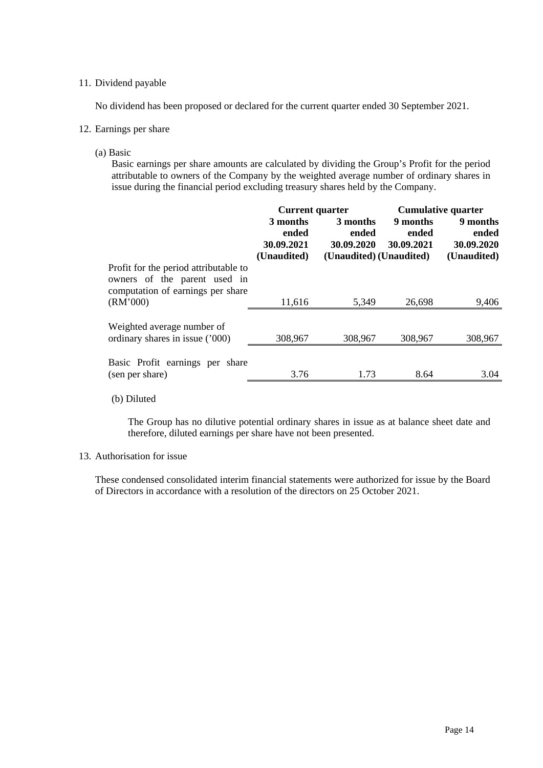11. Dividend payable

    No dividend has been proposed or declared for the current quarter ended 30 September 2021.

12. Earnings per share

    (a) Basic

    Basic earnings per share amounts are calculated by dividing the Group's Profit for the period attributable to owners of the Company by the weighted average number of ordinary shares in issue during the financial period excluding treasury shares held by the Company.

| | **Current quarter** | | **Cumulative quarter** | |
|---|---|---|---|---|
| | **3 months ended 30.09.2021 (Unaudited)** | **3 months ended 30.09.2020 (Unaudited)** | **9 months ended 30.09.2021 (Unaudited)** | **9 months ended 30.09.2020 (Unaudited)** |
| Profit for the period attributable to owners of the parent used in computation of earnings per share (RM'000) | 11,616 | 5,349 | 26,698 | 9,406 |
| Weighted average number of ordinary shares in issue ('000) | 308,967 | 308,967 | 308,967 | 308,967 |
| Basic Profit earnings per share (sen per share) | 3.76 | 1.73 | 8.64 | 3.04 |

    (b) Diluted

    The Group has no dilutive potential ordinary shares in issue as at balance sheet date and therefore, diluted earnings per share have not been presented.

13. Authorisation for issue

    These condensed consolidated interim financial statements were authorized for issue by the Board of Directors in accordance with a resolution of the directors on 25 October 2021.